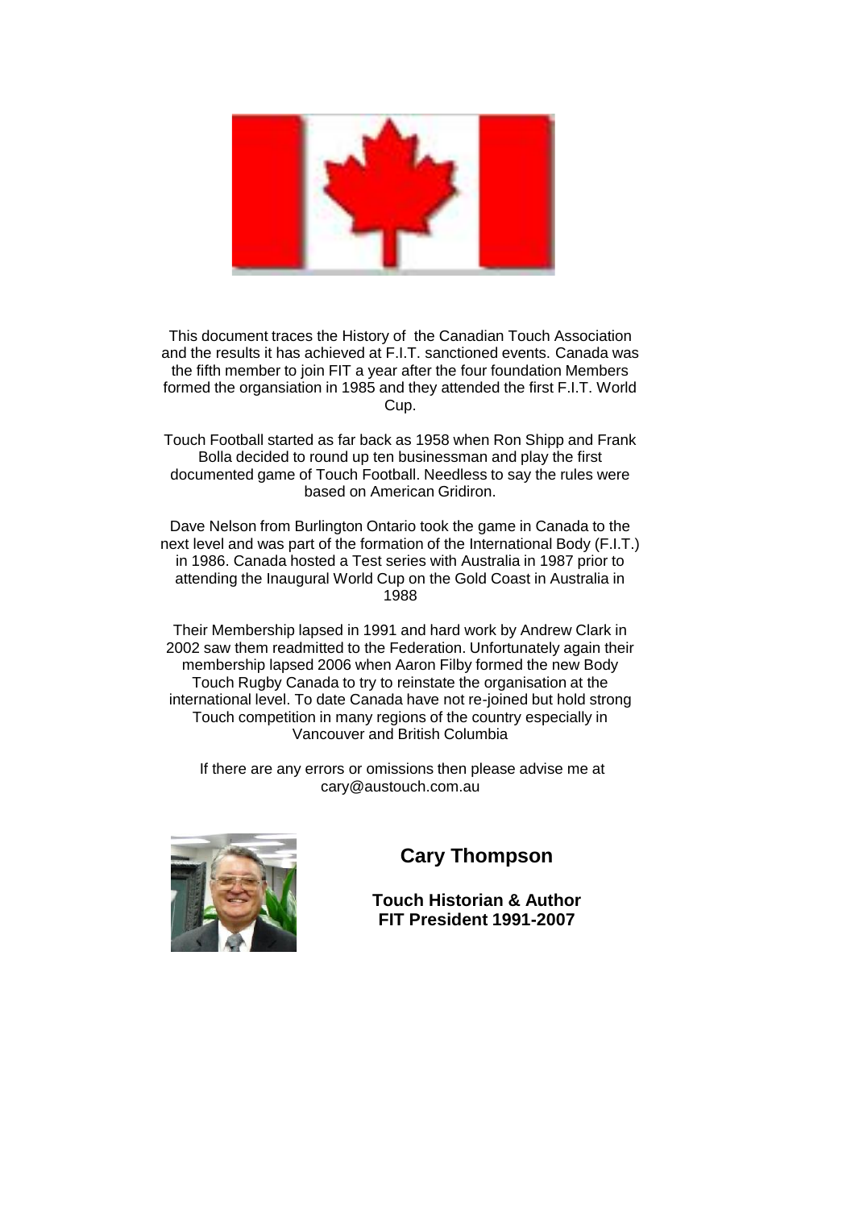This document traces the History of the Canadian Touch Association and the results it has achieved at F.I.T. sanctioned events. Canada was the fifth member to join FIT a year after the four foundation Members formed the organsiation in 1985 and they attended the first F.I.T. World Cup.

Touch Football started as far back as 1958 when Ron Shipp and Frank Bolla decided to round up ten businessman and play the first documented game of Touch Football. Needless to say the rules were based on American Gridiron.

Dave Nelson from Burlington Ontario took the game in Canada to the next level and was part of the formation of the International Body (F.I.T.) in 1986. Canada hosted a Test series with Australia in 1987 prior to attending the Inaugural World Cup on the Gold Coast in Australia in 1988

Their Membership lapsed in 1991 and hard work by Andrew Clark in 2002 saw them readmitted to the Federation. Unfortunately again their membership lapsed 2006 when Aaron Filby formed the new Body Touch Rugby Canada to try to reinstate the organisation at the international level. To date Canada have not re-joined but hold strong Touch competition in many regions of the country especially in Vancouver and British Columbia

If there are any errors or omissions then please advise me at cary@austouch.com.au

**Cary Thompson**

**Touch Historian & Author**
**FIT President 1991-2007**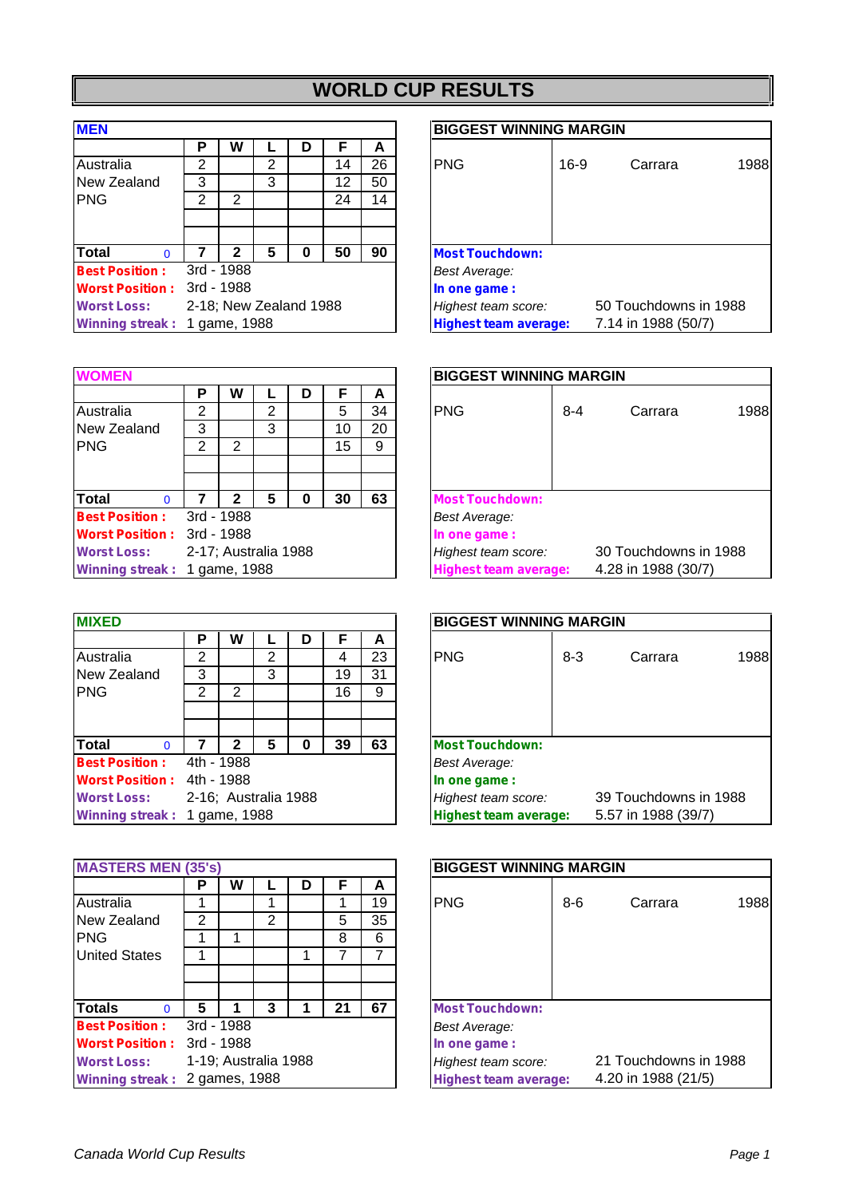# WORLD CUP RESULTS

## MEN

| | P | W | L | D | F | A |
|---|---|---|---|---|---|---|
| Australia | 2 | | 2 | | 14 | 26 |
| New Zealand | 3 | | 3 | | 12 | 50 |
| PNG | 2 | 2 | | | 24 | 14 |
| | | | | | | |
| | | | | | | |
| **Total** 0 | **7** | **2** | **5** | **0** | **50** | **90** |

**Best Position :** 3rd - 1988
**Worst Position :** 3rd - 1988
**Worst Loss:** 2-18; New Zealand 1988
**Winning streak :** 1 game, 1988

### BIGGEST WINNING MARGIN

| | | | |
|---|---|---|---|
| PNG | 16-9 | Carrara | 1988 |

**Most Touchdown:**
*Best Average:*
**In one game :**
*Highest team score:* 50 Touchdowns in 1988
**Highest team average:** 7.14 in 1988 (50/7)

## WOMEN

| | P | W | L | D | F | A |
|---|---|---|---|---|---|---|
| Australia | 2 | | 2 | | 5 | 34 |
| New Zealand | 3 | | 3 | | 10 | 20 |
| PNG | 2 | 2 | | | 15 | 9 |
| | | | | | | |
| | | | | | | |
| **Total** 0 | **7** | **2** | **5** | **0** | **30** | **63** |

**Best Position :** 3rd - 1988
**Worst Position :** 3rd - 1988
**Worst Loss:** 2-17; Australia 1988
**Winning streak :** 1 game, 1988

### BIGGEST WINNING MARGIN

| | | | |
|---|---|---|---|
| PNG | 8-4 | Carrara | 1988 |

**Most Touchdown:**
*Best Average:*
**In one game :**
*Highest team score:* 30 Touchdowns in 1988
**Highest team average:** 4.28 in 1988 (30/7)

## MIXED

| | P | W | L | D | F | A |
|---|---|---|---|---|---|---|
| Australia | 2 | | 2 | | 4 | 23 |
| New Zealand | 3 | | 3 | | 19 | 31 |
| PNG | 2 | 2 | | | 16 | 9 |
| | | | | | | |
| | | | | | | |
| **Total** 0 | **7** | **2** | **5** | **0** | **39** | **63** |

**Best Position :** 4th - 1988
**Worst Position :** 4th - 1988
**Worst Loss:** 2-16; Australia 1988
**Winning streak :** 1 game, 1988

### BIGGEST WINNING MARGIN

| | | | |
|---|---|---|---|
| PNG | 8-3 | Carrara | 1988 |

**Most Touchdown:**
*Best Average:*
**In one game :**
*Highest team score:* 39 Touchdowns in 1988
**Highest team average:** 5.57 in 1988 (39/7)

## MASTERS MEN (35's)

| | P | W | L | D | F | A |
|---|---|---|---|---|---|---|
| Australia | 1 | | 1 | | 1 | 19 |
| New Zealand | 2 | | 2 | | 5 | 35 |
| PNG | 1 | 1 | | | 8 | 6 |
| United States | 1 | | | 1 | 7 | 7 |
| | | | | | | |
| | | | | | | |
| **Totals** 0 | **5** | **1** | **3** | **1** | **21** | **67** |

**Best Position :** 3rd - 1988
**Worst Position :** 3rd - 1988
**Worst Loss:** 1-19; Australia 1988
**Winning streak :** 2 games, 1988

### BIGGEST WINNING MARGIN

| | | | |
|---|---|---|---|
| PNG | 8-6 | Carrara | 1988 |

**Most Touchdown:**
*Best Average:*
**In one game :**
*Highest team score:* 21 Touchdowns in 1988
**Highest team average:** 4.20 in 1988 (21/5)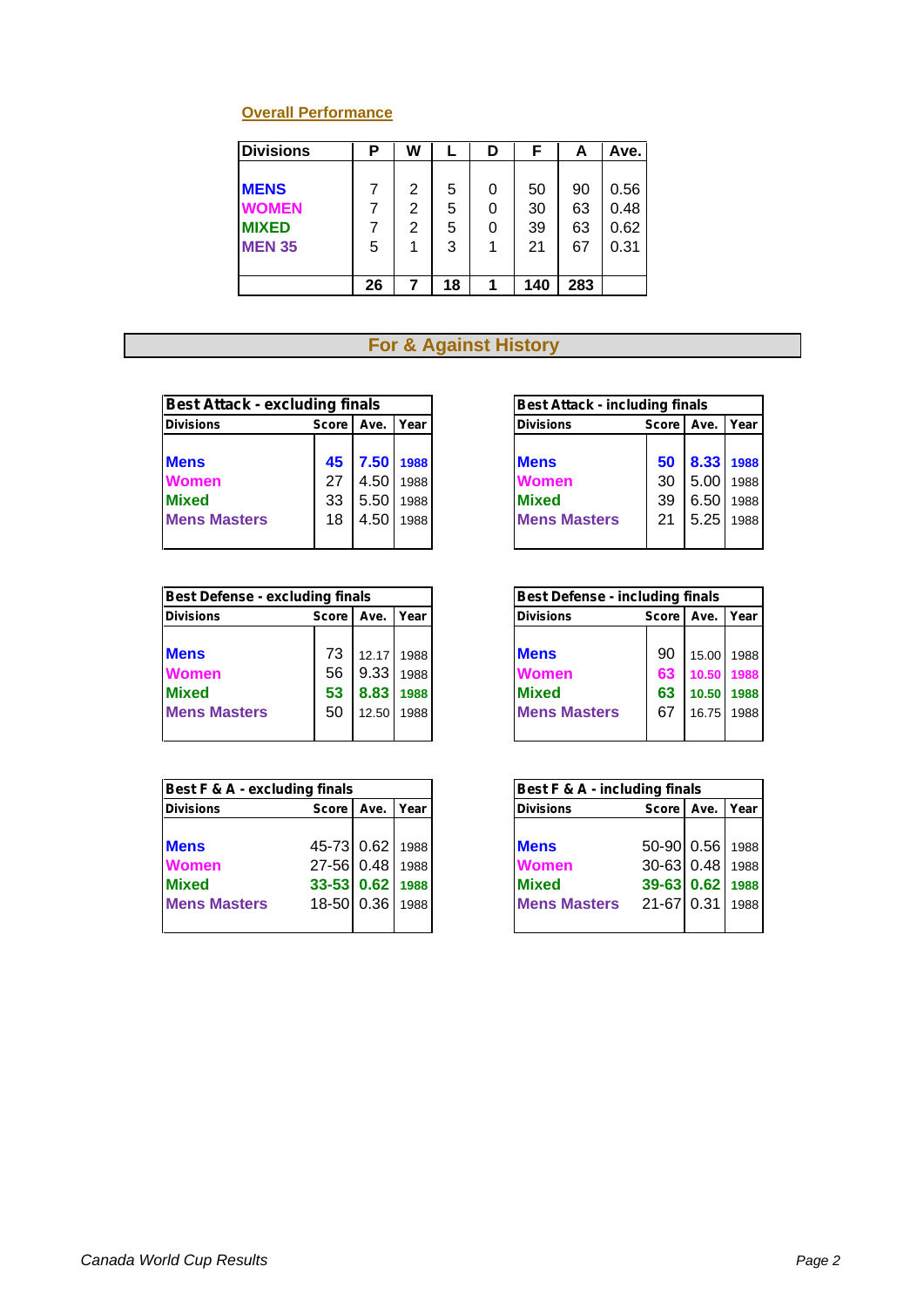## Overall Performance

| Divisions | P | W | L | D | F | A | Ave. |
|---|---|---|---|---|---|---|---|
| **MENS** | 7 | 2 | 5 | 0 | 50 | 90 | 0.56 |
| **WOMEN** | 7 | 2 | 5 | 0 | 30 | 63 | 0.48 |
| **MIXED** | 7 | 2 | 5 | 0 | 39 | 63 | 0.62 |
| **MEN 35** | 5 | 1 | 3 | 1 | 21 | 67 | 0.31 |
| | **26** | **7** | **18** | **1** | **140** | **283** | |

## For & Against History

| Best Attack - excluding finals | | | |
|---|---|---|---|
| Divisions | Score | Ave. | Year |
| **Mens** | **45** | **7.50** | **1988** |
| **Women** | 27 | 4.50 | 1988 |
| **Mixed** | 33 | 5.50 | 1988 |
| **Mens Masters** | 18 | 4.50 | 1988 |

| Best Attack - including finals | | | |
|---|---|---|---|
| Divisions | Score | Ave. | Year |
| **Mens** | **50** | **8.33** | **1988** |
| **Women** | 30 | 5.00 | 1988 |
| **Mixed** | 39 | 6.50 | 1988 |
| **Mens Masters** | 21 | 5.25 | 1988 |

| Best Defense - excluding finals | | | |
|---|---|---|---|
| Divisions | Score | Ave. | Year |
| **Mens** | 73 | 12.17 | 1988 |
| **Women** | 56 | 9.33 | 1988 |
| **Mixed** | **53** | **8.83** | **1988** |
| **Mens Masters** | 50 | 12.50 | 1988 |

| Best Defense - including finals | | | |
|---|---|---|---|
| Divisions | Score | Ave. | Year |
| **Mens** | 90 | 15.00 | 1988 |
| **Women** | **63** | **10.50** | **1988** |
| **Mixed** | **63** | **10.50** | **1988** |
| **Mens Masters** | 67 | 16.75 | 1988 |

| Best F & A - excluding finals | | | |
|---|---|---|---|
| Divisions | Score | Ave. | Year |
| **Mens** | 45-73 | 0.62 | 1988 |
| **Women** | 27-56 | 0.48 | 1988 |
| **Mixed** | **33-53** | **0.62** | **1988** |
| **Mens Masters** | 18-50 | 0.36 | 1988 |

| Best F & A - including finals | | | |
|---|---|---|---|
| Divisions | Score | Ave. | Year |
| **Mens** | 50-90 | 0.56 | 1988 |
| **Women** | 30-63 | 0.48 | 1988 |
| **Mixed** | **39-63** | **0.62** | **1988** |
| **Mens Masters** | 21-67 | 0.31 | 1988 |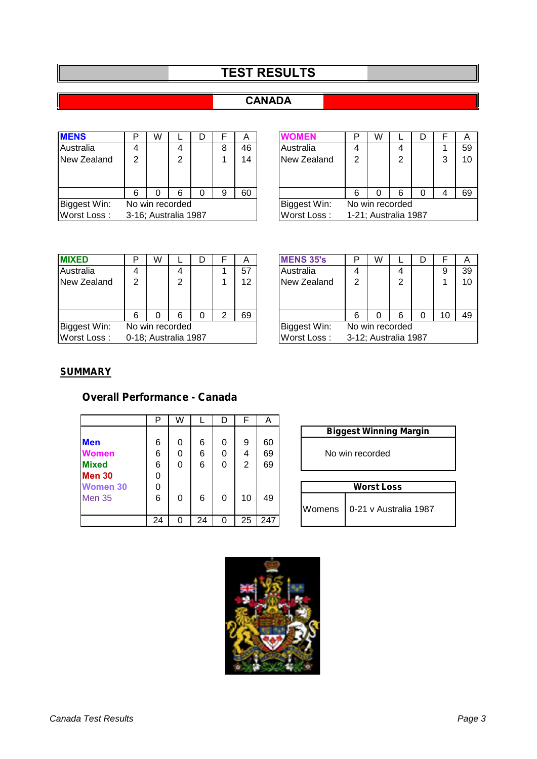# TEST RESULTS

## CANADA

| MENS | P | W | L | D | F | A |
|---|---|---|---|---|---|---|
| Australia | 4 | | 4 | | 8 | 46 |
| New Zealand | 2 | | 2 | | 1 | 14 |
| | 6 | 0 | 6 | 0 | 9 | 60 |
| Biggest Win: | No win recorded | | | | | |
| Worst Loss : | 3-16; Australia 1987 | | | | | |

| WOMEN | P | W | L | D | F | A |
|---|---|---|---|---|---|---|
| Australia | 4 | | 4 | | 1 | 59 |
| New Zealand | 2 | | 2 | | 3 | 10 |
| | 6 | 0 | 6 | 0 | 4 | 69 |
| Biggest Win: | No win recorded | | | | | |
| Worst Loss : | 1-21; Australia 1987 | | | | | |

| MIXED | P | W | L | D | F | A |
|---|---|---|---|---|---|---|
| Australia | 4 | | 4 | | 1 | 57 |
| New Zealand | 2 | | 2 | | 1 | 12 |
| | 6 | 0 | 6 | 0 | 2 | 69 |
| Biggest Win: | No win recorded | | | | | |
| Worst Loss : | 0-18; Australia 1987 | | | | | |

| MENS 35's | P | W | L | D | F | A |
|---|---|---|---|---|---|---|
| Australia | 4 | | 4 | | 9 | 39 |
| New Zealand | 2 | | 2 | | 1 | 10 |
| | 6 | 0 | 6 | 0 | 10 | 49 |
| Biggest Win: | No win recorded | | | | | |
| Worst Loss : | 3-12; Australia 1987 | | | | | |

## SUMMARY

### Overall Performance - Canada

| | P | W | L | D | F | A |
|---|---|---|---|---|---|---|
| Men | 6 | 0 | 6 | 0 | 9 | 60 |
| Women | 6 | 0 | 6 | 0 | 4 | 69 |
| Mixed | 6 | 0 | 6 | 0 | 2 | 69 |
| Men 30 | 0 | | | | | |
| Women 30 | 0 | | | | | |
| Men 35 | 6 | 0 | 6 | 0 | 10 | 49 |
| | 24 | 0 | 24 | 0 | 25 | 247 |

| Biggest Winning Margin |
|---|
| No win recorded |

| Worst Loss | |
|---|---|
| Womens | 0-21 v Australia 1987 |